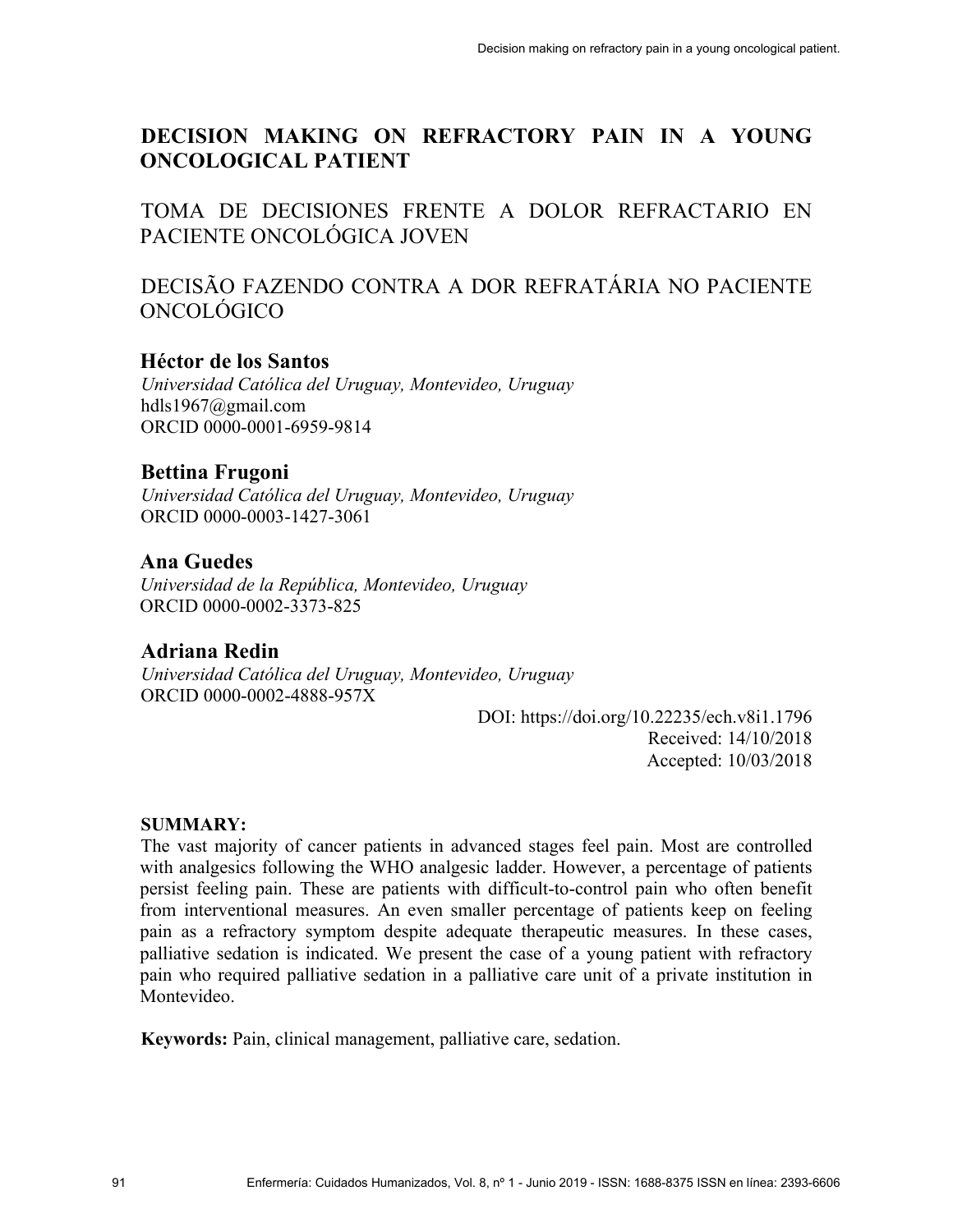# DECISION MAKING ON REFRACTORY PAIN IN A YOUNG ONCOLOGICAL PATIENT

# TOMA DE DECISIONES FRENTE A DOLOR REFRACTARIO EN PACIENTE ONCOLÓGICA JOVEN

# DECISÃO FAZENDO CONTRA A DOR REFRATÁRIA NO PACIENTE ONCOLÓGICO

### Héctor de los Santos

*Universidad Católica del Uruguay, Montevideo, Uruguay*
hdls1967@gmail.com
ORCID 0000-0001-6959-9814

### Bettina Frugoni

*Universidad Católica del Uruguay, Montevideo, Uruguay*
ORCID 0000-0003-1427-3061

### Ana Guedes

*Universidad de la República, Montevideo, Uruguay*
ORCID 0000-0002-3373-825

### Adriana Redin

*Universidad Católica del Uruguay, Montevideo, Uruguay*
ORCID 0000-0002-4888-957X

DOI: https://doi.org/10.22235/ech.v8i1.1796
Received: 14/10/2018
Accepted: 10/03/2018

**SUMMARY:**
The vast majority of cancer patients in advanced stages feel pain. Most are controlled with analgesics following the WHO analgesic ladder. However, a percentage of patients persist feeling pain. These are patients with difficult-to-control pain who often benefit from interventional measures. An even smaller percentage of patients keep on feeling pain as a refractory symptom despite adequate therapeutic measures. In these cases, palliative sedation is indicated. We present the case of a young patient with refractory pain who required palliative sedation in a palliative care unit of a private institution in Montevideo.

**Keywords:** Pain, clinical management, palliative care, sedation.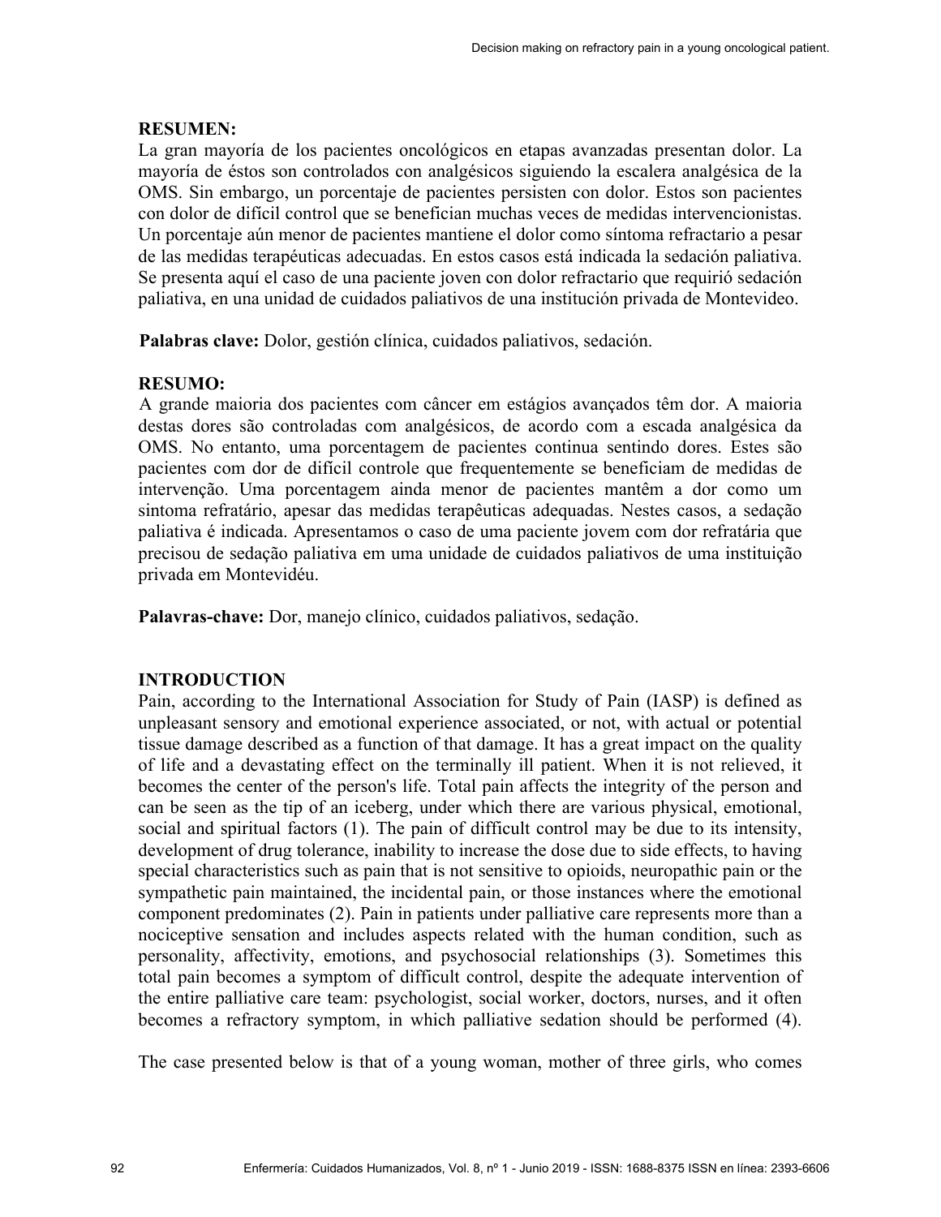**RESUMEN:**

La gran mayoría de los pacientes oncológicos en etapas avanzadas presentan dolor. La mayoría de éstos son controlados con analgésicos siguiendo la escalera analgésica de la OMS. Sin embargo, un porcentaje de pacientes persisten con dolor. Estos son pacientes con dolor de difícil control que se benefician muchas veces de medidas intervencionistas. Un porcentaje aún menor de pacientes mantiene el dolor como síntoma refractario a pesar de las medidas terapéuticas adecuadas. En estos casos está indicada la sedación paliativa. Se presenta aquí el caso de una paciente joven con dolor refractario que requirió sedación paliativa, en una unidad de cuidados paliativos de una institución privada de Montevideo.

**Palabras clave:** Dolor, gestión clínica, cuidados paliativos, sedación.

**RESUMO:**

A grande maioria dos pacientes com câncer em estágios avançados têm dor. A maioria destas dores são controladas com analgésicos, de acordo com a escada analgésica da OMS. No entanto, uma porcentagem de pacientes continua sentindo dores. Estes são pacientes com dor de difícil controle que frequentemente se beneficiam de medidas de intervenção. Uma porcentagem ainda menor de pacientes mantêm a dor como um sintoma refratário, apesar das medidas terapêuticas adequadas. Nestes casos, a sedação paliativa é indicada. Apresentamos o caso de uma paciente jovem com dor refratária que precisou de sedação paliativa em uma unidade de cuidados paliativos de uma instituição privada em Montevidéu.

**Palavras-chave:** Dor, manejo clínico, cuidados paliativos, sedação.

## INTRODUCTION

Pain, according to the International Association for Study of Pain (IASP) is defined as unpleasant sensory and emotional experience associated, or not, with actual or potential tissue damage described as a function of that damage. It has a great impact on the quality of life and a devastating effect on the terminally ill patient. When it is not relieved, it becomes the center of the person's life. Total pain affects the integrity of the person and can be seen as the tip of an iceberg, under which there are various physical, emotional, social and spiritual factors (1). The pain of difficult control may be due to its intensity, development of drug tolerance, inability to increase the dose due to side effects, to having special characteristics such as pain that is not sensitive to opioids, neuropathic pain or the sympathetic pain maintained, the incidental pain, or those instances where the emotional component predominates (2). Pain in patients under palliative care represents more than a nociceptive sensation and includes aspects related with the human condition, such as personality, affectivity, emotions, and psychosocial relationships (3). Sometimes this total pain becomes a symptom of difficult control, despite the adequate intervention of the entire palliative care team: psychologist, social worker, doctors, nurses, and it often becomes a refractory symptom, in which palliative sedation should be performed (4).

The case presented below is that of a young woman, mother of three girls, who comes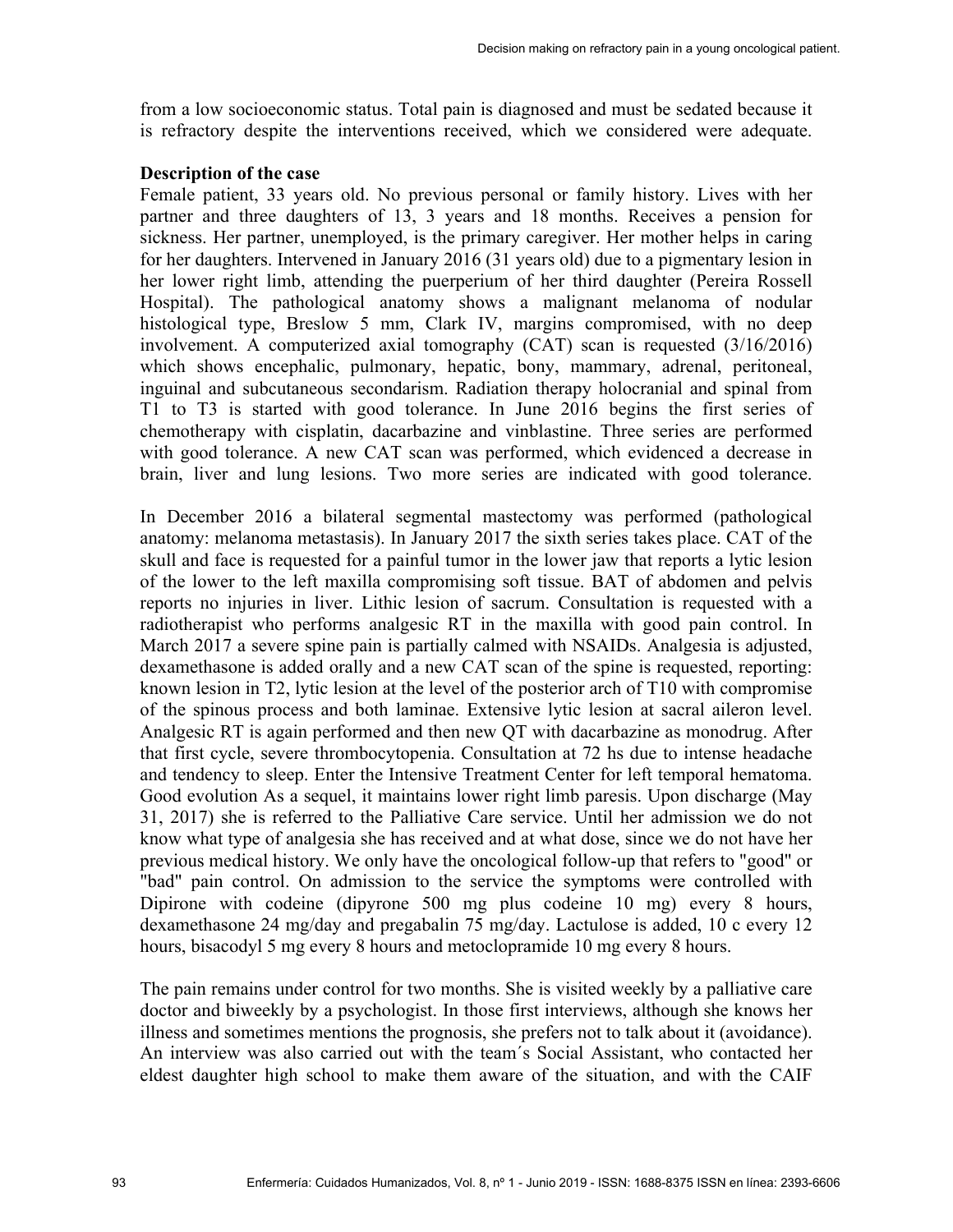from a low socioeconomic status. Total pain is diagnosed and must be sedated because it is refractory despite the interventions received, which we considered were adequate.

**Description of the case**

Female patient, 33 years old. No previous personal or family history. Lives with her partner and three daughters of 13, 3 years and 18 months. Receives a pension for sickness. Her partner, unemployed, is the primary caregiver. Her mother helps in caring for her daughters. Intervened in January 2016 (31 years old) due to a pigmentary lesion in her lower right limb, attending the puerperium of her third daughter (Pereira Rossell Hospital). The pathological anatomy shows a malignant melanoma of nodular histological type, Breslow 5 mm, Clark IV, margins compromised, with no deep involvement. A computerized axial tomography (CAT) scan is requested (3/16/2016) which shows encephalic, pulmonary, hepatic, bony, mammary, adrenal, peritoneal, inguinal and subcutaneous secondarism. Radiation therapy holocranial and spinal from T1 to T3 is started with good tolerance. In June 2016 begins the first series of chemotherapy with cisplatin, dacarbazine and vinblastine. Three series are performed with good tolerance. A new CAT scan was performed, which evidenced a decrease in brain, liver and lung lesions. Two more series are indicated with good tolerance.

In December 2016 a bilateral segmental mastectomy was performed (pathological anatomy: melanoma metastasis). In January 2017 the sixth series takes place. CAT of the skull and face is requested for a painful tumor in the lower jaw that reports a lytic lesion of the lower to the left maxilla compromising soft tissue. BAT of abdomen and pelvis reports no injuries in liver. Lithic lesion of sacrum. Consultation is requested with a radiotherapist who performs analgesic RT in the maxilla with good pain control. In March 2017 a severe spine pain is partially calmed with NSAIDs. Analgesia is adjusted, dexamethasone is added orally and a new CAT scan of the spine is requested, reporting: known lesion in T2, lytic lesion at the level of the posterior arch of T10 with compromise of the spinous process and both laminae. Extensive lytic lesion at sacral aileron level. Analgesic RT is again performed and then new QT with dacarbazine as monodrug. After that first cycle, severe thrombocytopenia. Consultation at 72 hs due to intense headache and tendency to sleep. Enter the Intensive Treatment Center for left temporal hematoma. Good evolution As a sequel, it maintains lower right limb paresis. Upon discharge (May 31, 2017) she is referred to the Palliative Care service. Until her admission we do not know what type of analgesia she has received and at what dose, since we do not have her previous medical history. We only have the oncological follow-up that refers to "good" or "bad" pain control. On admission to the service the symptoms were controlled with Dipirone with codeine (dipyrone 500 mg plus codeine 10 mg) every 8 hours, dexamethasone 24 mg/day and pregabalin 75 mg/day. Lactulose is added, 10 c every 12 hours, bisacodyl 5 mg every 8 hours and metoclopramide 10 mg every 8 hours.

The pain remains under control for two months. She is visited weekly by a palliative care doctor and biweekly by a psychologist. In those first interviews, although she knows her illness and sometimes mentions the prognosis, she prefers not to talk about it (avoidance). An interview was also carried out with the team´s Social Assistant, who contacted her eldest daughter high school to make them aware of the situation, and with the CAIF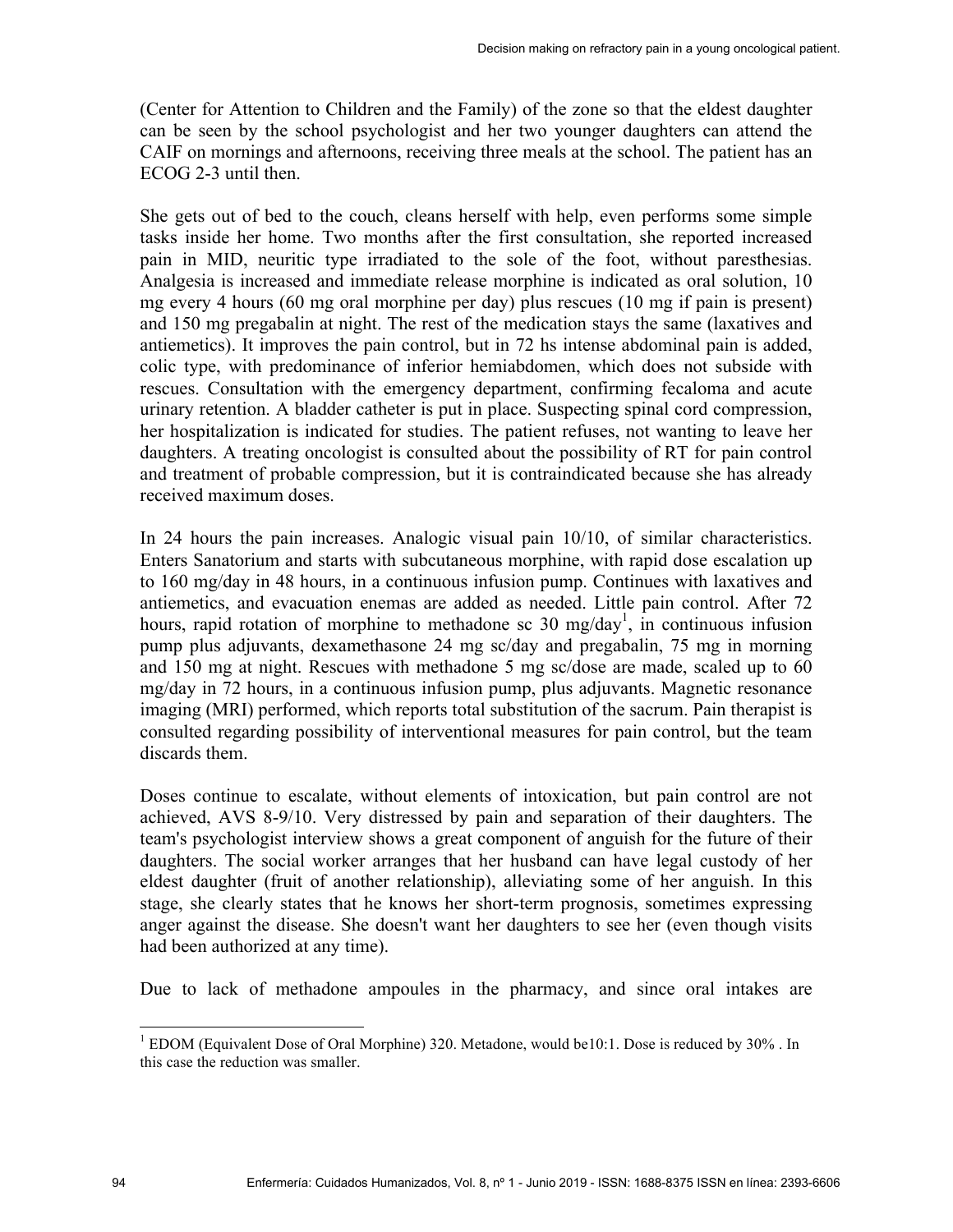(Center for Attention to Children and the Family) of the zone so that the eldest daughter can be seen by the school psychologist and her two younger daughters can attend the CAIF on mornings and afternoons, receiving three meals at the school. The patient has an ECOG 2-3 until then.

She gets out of bed to the couch, cleans herself with help, even performs some simple tasks inside her home. Two months after the first consultation, she reported increased pain in MID, neuritic type irradiated to the sole of the foot, without paresthesias. Analgesia is increased and immediate release morphine is indicated as oral solution, 10 mg every 4 hours (60 mg oral morphine per day) plus rescues (10 mg if pain is present) and 150 mg pregabalin at night. The rest of the medication stays the same (laxatives and antiemetics). It improves the pain control, but in 72 hs intense abdominal pain is added, colic type, with predominance of inferior hemiabdomen, which does not subside with rescues. Consultation with the emergency department, confirming fecaloma and acute urinary retention. A bladder catheter is put in place. Suspecting spinal cord compression, her hospitalization is indicated for studies. The patient refuses, not wanting to leave her daughters. A treating oncologist is consulted about the possibility of RT for pain control and treatment of probable compression, but it is contraindicated because she has already received maximum doses.

In 24 hours the pain increases. Analogic visual pain 10/10, of similar characteristics. Enters Sanatorium and starts with subcutaneous morphine, with rapid dose escalation up to 160 mg/day in 48 hours, in a continuous infusion pump. Continues with laxatives and antiemetics, and evacuation enemas are added as needed. Little pain control. After 72 hours, rapid rotation of morphine to methadone sc 30 mg/day[1], in continuous infusion pump plus adjuvants, dexamethasone 24 mg sc/day and pregabalin, 75 mg in morning and 150 mg at night. Rescues with methadone 5 mg sc/dose are made, scaled up to 60 mg/day in 72 hours, in a continuous infusion pump, plus adjuvants. Magnetic resonance imaging (MRI) performed, which reports total substitution of the sacrum. Pain therapist is consulted regarding possibility of interventional measures for pain control, but the team discards them.

Doses continue to escalate, without elements of intoxication, but pain control are not achieved, AVS 8-9/10. Very distressed by pain and separation of their daughters. The team's psychologist interview shows a great component of anguish for the future of their daughters. The social worker arranges that her husband can have legal custody of her eldest daughter (fruit of another relationship), alleviating some of her anguish. In this stage, she clearly states that he knows her short-term prognosis, sometimes expressing anger against the disease. She doesn't want her daughters to see her (even though visits had been authorized at any time).

Due to lack of methadone ampoules in the pharmacy, and since oral intakes are

[1] EDOM (Equivalent Dose of Oral Morphine) 320. Metadone, would be10:1. Dose is reduced by 30% . In this case the reduction was smaller.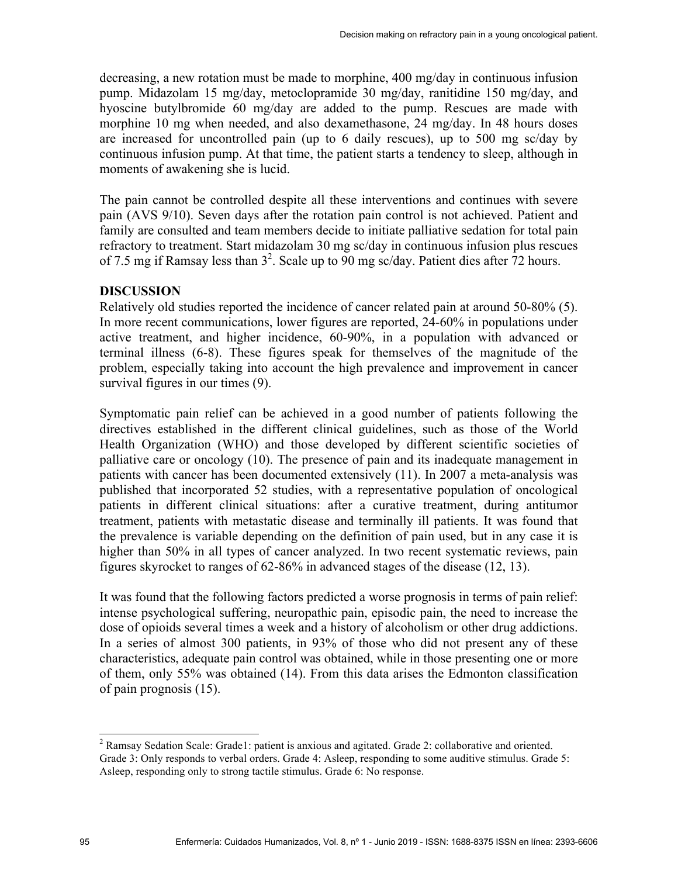decreasing, a new rotation must be made to morphine, 400 mg/day in continuous infusion pump. Midazolam 15 mg/day, metoclopramide 30 mg/day, ranitidine 150 mg/day, and hyoscine butylbromide 60 mg/day are added to the pump. Rescues are made with morphine 10 mg when needed, and also dexamethasone, 24 mg/day. In 48 hours doses are increased for uncontrolled pain (up to 6 daily rescues), up to 500 mg sc/day by continuous infusion pump. At that time, the patient starts a tendency to sleep, although in moments of awakening she is lucid.

The pain cannot be controlled despite all these interventions and continues with severe pain (AVS 9/10). Seven days after the rotation pain control is not achieved. Patient and family are consulted and team members decide to initiate palliative sedation for total pain refractory to treatment. Start midazolam 30 mg sc/day in continuous infusion plus rescues of 7.5 mg if Ramsay less than 3[2]. Scale up to 90 mg sc/day. Patient dies after 72 hours.

## DISCUSSION

Relatively old studies reported the incidence of cancer related pain at around 50-80% (5). In more recent communications, lower figures are reported, 24-60% in populations under active treatment, and higher incidence, 60-90%, in a population with advanced or terminal illness (6-8). These figures speak for themselves of the magnitude of the problem, especially taking into account the high prevalence and improvement in cancer survival figures in our times (9).

Symptomatic pain relief can be achieved in a good number of patients following the directives established in the different clinical guidelines, such as those of the World Health Organization (WHO) and those developed by different scientific societies of palliative care or oncology (10). The presence of pain and its inadequate management in patients with cancer has been documented extensively (11). In 2007 a meta-analysis was published that incorporated 52 studies, with a representative population of oncological patients in different clinical situations: after a curative treatment, during antitumor treatment, patients with metastatic disease and terminally ill patients. It was found that the prevalence is variable depending on the definition of pain used, but in any case it is higher than 50% in all types of cancer analyzed. In two recent systematic reviews, pain figures skyrocket to ranges of 62-86% in advanced stages of the disease (12, 13).

It was found that the following factors predicted a worse prognosis in terms of pain relief: intense psychological suffering, neuropathic pain, episodic pain, the need to increase the dose of opioids several times a week and a history of alcoholism or other drug addictions. In a series of almost 300 patients, in 93% of those who did not present any of these characteristics, adequate pain control was obtained, while in those presenting one or more of them, only 55% was obtained (14). From this data arises the Edmonton classification of pain prognosis (15).

---

[2] Ramsay Sedation Scale: Grade1: patient is anxious and agitated. Grade 2: collaborative and oriented. Grade 3: Only responds to verbal orders. Grade 4: Asleep, responding to some auditive stimulus. Grade 5: Asleep, responding only to strong tactile stimulus. Grade 6: No response.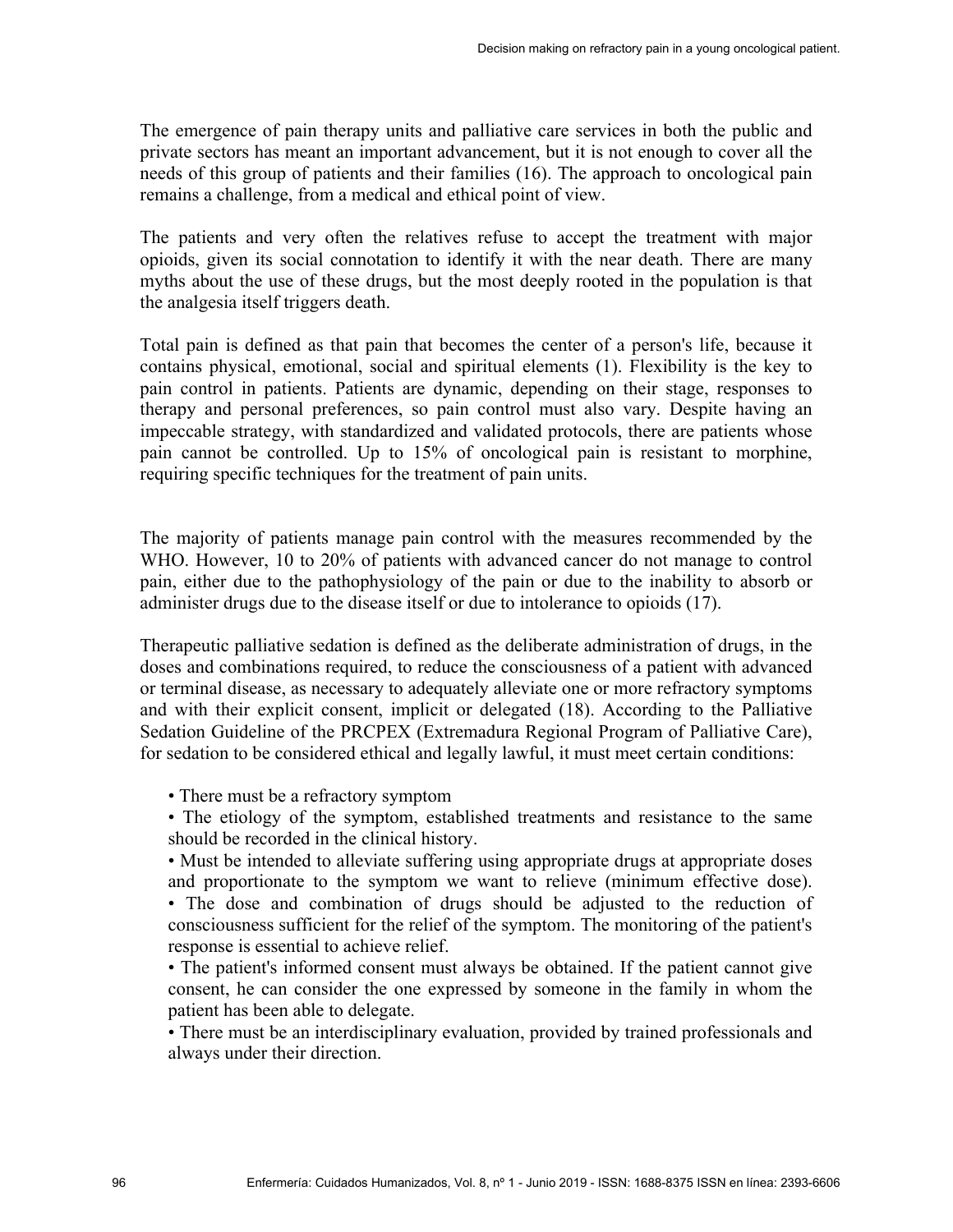The emergence of pain therapy units and palliative care services in both the public and private sectors has meant an important advancement, but it is not enough to cover all the needs of this group of patients and their families (16). The approach to oncological pain remains a challenge, from a medical and ethical point of view.

The patients and very often the relatives refuse to accept the treatment with major opioids, given its social connotation to identify it with the near death. There are many myths about the use of these drugs, but the most deeply rooted in the population is that the analgesia itself triggers death.

Total pain is defined as that pain that becomes the center of a person's life, because it contains physical, emotional, social and spiritual elements (1). Flexibility is the key to pain control in patients. Patients are dynamic, depending on their stage, responses to therapy and personal preferences, so pain control must also vary. Despite having an impeccable strategy, with standardized and validated protocols, there are patients whose pain cannot be controlled. Up to 15% of oncological pain is resistant to morphine, requiring specific techniques for the treatment of pain units.

The majority of patients manage pain control with the measures recommended by the WHO. However, 10 to 20% of patients with advanced cancer do not manage to control pain, either due to the pathophysiology of the pain or due to the inability to absorb or administer drugs due to the disease itself or due to intolerance to opioids (17).

Therapeutic palliative sedation is defined as the deliberate administration of drugs, in the doses and combinations required, to reduce the consciousness of a patient with advanced or terminal disease, as necessary to adequately alleviate one or more refractory symptoms and with their explicit consent, implicit or delegated (18). According to the Palliative Sedation Guideline of the PRCPEX (Extremadura Regional Program of Palliative Care), for sedation to be considered ethical and legally lawful, it must meet certain conditions:

- There must be a refractory symptom
- The etiology of the symptom, established treatments and resistance to the same should be recorded in the clinical history.
- Must be intended to alleviate suffering using appropriate drugs at appropriate doses and proportionate to the symptom we want to relieve (minimum effective dose).
- The dose and combination of drugs should be adjusted to the reduction of consciousness sufficient for the relief of the symptom. The monitoring of the patient's response is essential to achieve relief.
- The patient's informed consent must always be obtained. If the patient cannot give consent, he can consider the one expressed by someone in the family in whom the patient has been able to delegate.
- There must be an interdisciplinary evaluation, provided by trained professionals and always under their direction.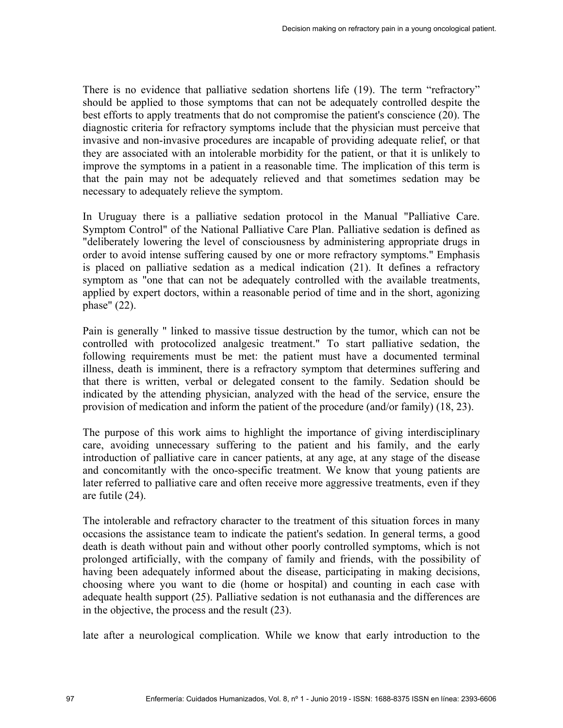There is no evidence that palliative sedation shortens life (19). The term “refractory” should be applied to those symptoms that can not be adequately controlled despite the best efforts to apply treatments that do not compromise the patient's conscience (20). The diagnostic criteria for refractory symptoms include that the physician must perceive that invasive and non-invasive procedures are incapable of providing adequate relief, or that they are associated with an intolerable morbidity for the patient, or that it is unlikely to improve the symptoms in a patient in a reasonable time. The implication of this term is that the pain may not be adequately relieved and that sometimes sedation may be necessary to adequately relieve the symptom.

In Uruguay there is a palliative sedation protocol in the Manual "Palliative Care. Symptom Control" of the National Palliative Care Plan. Palliative sedation is defined as "deliberately lowering the level of consciousness by administering appropriate drugs in order to avoid intense suffering caused by one or more refractory symptoms." Emphasis is placed on palliative sedation as a medical indication (21). It defines a refractory symptom as "one that can not be adequately controlled with the available treatments, applied by expert doctors, within a reasonable period of time and in the short, agonizing phase" (22).

Pain is generally " linked to massive tissue destruction by the tumor, which can not be controlled with protocolized analgesic treatment." To start palliative sedation, the following requirements must be met: the patient must have a documented terminal illness, death is imminent, there is a refractory symptom that determines suffering and that there is written, verbal or delegated consent to the family. Sedation should be indicated by the attending physician, analyzed with the head of the service, ensure the provision of medication and inform the patient of the procedure (and/or family) (18, 23).

The purpose of this work aims to highlight the importance of giving interdisciplinary care, avoiding unnecessary suffering to the patient and his family, and the early introduction of palliative care in cancer patients, at any age, at any stage of the disease and concomitantly with the onco-specific treatment. We know that young patients are later referred to palliative care and often receive more aggressive treatments, even if they are futile (24).

The intolerable and refractory character to the treatment of this situation forces in many occasions the assistance team to indicate the patient's sedation. In general terms, a good death is death without pain and without other poorly controlled symptoms, which is not prolonged artificially, with the company of family and friends, with the possibility of having been adequately informed about the disease, participating in making decisions, choosing where you want to die (home or hospital) and counting in each case with adequate health support (25). Palliative sedation is not euthanasia and the differences are in the objective, the process and the result (23).

late after a neurological complication. While we know that early introduction to the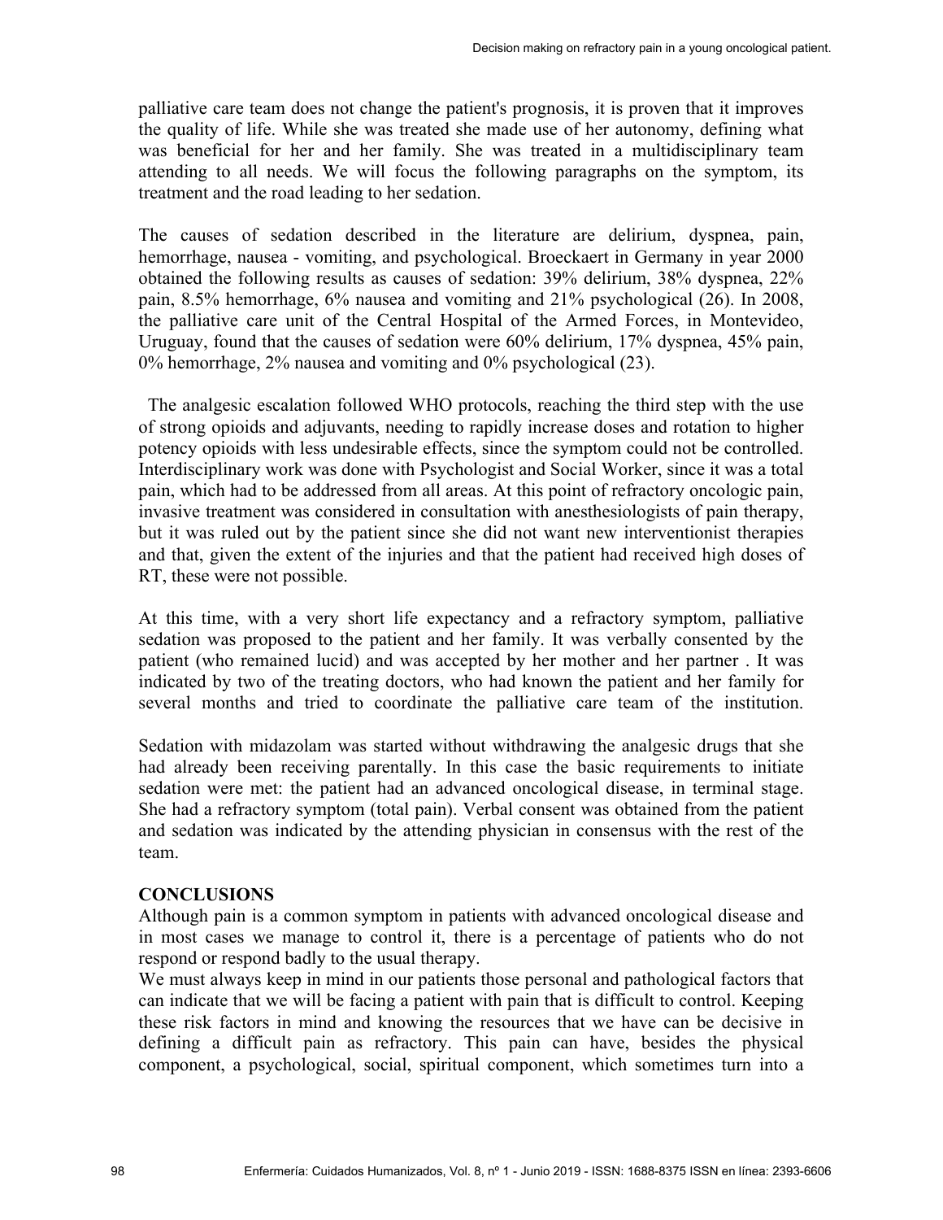palliative care team does not change the patient's prognosis, it is proven that it improves the quality of life. While she was treated she made use of her autonomy, defining what was beneficial for her and her family. She was treated in a multidisciplinary team attending to all needs. We will focus the following paragraphs on the symptom, its treatment and the road leading to her sedation.

The causes of sedation described in the literature are delirium, dyspnea, pain, hemorrhage, nausea - vomiting, and psychological. Broeckaert in Germany in year 2000 obtained the following results as causes of sedation: 39% delirium, 38% dyspnea, 22% pain, 8.5% hemorrhage, 6% nausea and vomiting and 21% psychological (26). In 2008, the palliative care unit of the Central Hospital of the Armed Forces, in Montevideo, Uruguay, found that the causes of sedation were 60% delirium, 17% dyspnea, 45% pain, 0% hemorrhage, 2% nausea and vomiting and 0% psychological (23).

The analgesic escalation followed WHO protocols, reaching the third step with the use of strong opioids and adjuvants, needing to rapidly increase doses and rotation to higher potency opioids with less undesirable effects, since the symptom could not be controlled. Interdisciplinary work was done with Psychologist and Social Worker, since it was a total pain, which had to be addressed from all areas. At this point of refractory oncologic pain, invasive treatment was considered in consultation with anesthesiologists of pain therapy, but it was ruled out by the patient since she did not want new interventionist therapies and that, given the extent of the injuries and that the patient had received high doses of RT, these were not possible.

At this time, with a very short life expectancy and a refractory symptom, palliative sedation was proposed to the patient and her family. It was verbally consented by the patient (who remained lucid) and was accepted by her mother and her partner . It was indicated by two of the treating doctors, who had known the patient and her family for several months and tried to coordinate the palliative care team of the institution.

Sedation with midazolam was started without withdrawing the analgesic drugs that she had already been receiving parentally. In this case the basic requirements to initiate sedation were met: the patient had an advanced oncological disease, in terminal stage. She had a refractory symptom (total pain). Verbal consent was obtained from the patient and sedation was indicated by the attending physician in consensus with the rest of the team.

## CONCLUSIONS

Although pain is a common symptom in patients with advanced oncological disease and in most cases we manage to control it, there is a percentage of patients who do not respond or respond badly to the usual therapy.

We must always keep in mind in our patients those personal and pathological factors that can indicate that we will be facing a patient with pain that is difficult to control. Keeping these risk factors in mind and knowing the resources that we have can be decisive in defining a difficult pain as refractory. This pain can have, besides the physical component, a psychological, social, spiritual component, which sometimes turn into a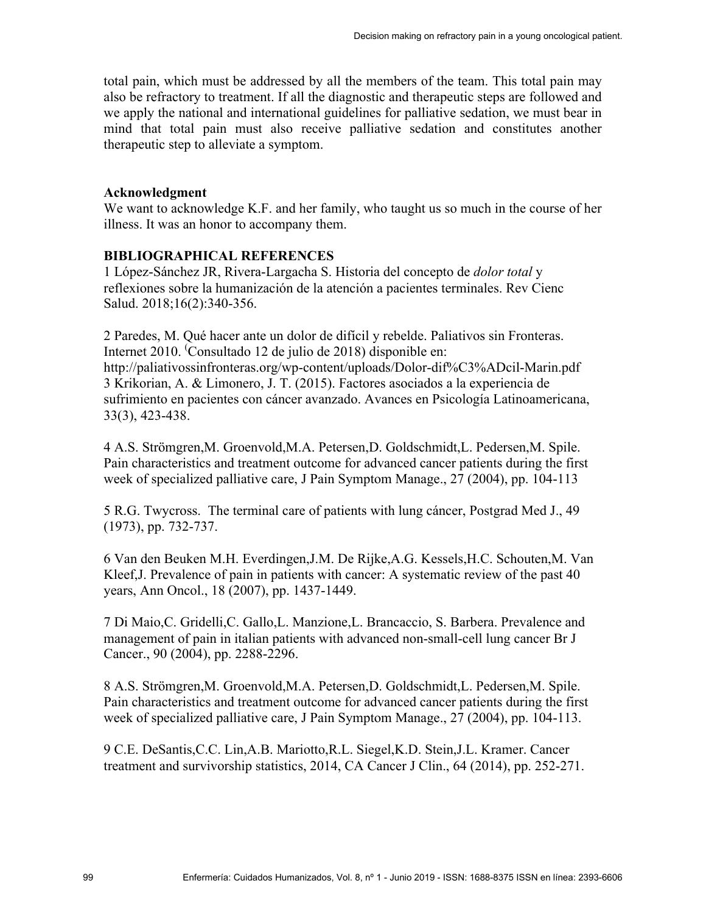total pain, which must be addressed by all the members of the team. This total pain may also be refractory to treatment. If all the diagnostic and therapeutic steps are followed and we apply the national and international guidelines for palliative sedation, we must bear in mind that total pain must also receive palliative sedation and constitutes another therapeutic step to alleviate a symptom.

**Acknowledgment**

We want to acknowledge K.F. and her family, who taught us so much in the course of her illness. It was an honor to accompany them.

**BIBLIOGRAPHICAL REFERENCES**

1 López-Sánchez JR, Rivera-Largacha S. Historia del concepto de *dolor total* y reflexiones sobre la humanización de la atención a pacientes terminales. Rev Cienc Salud. 2018;16(2):340-356.

2 Paredes, M. Qué hacer ante un dolor de difícil y rebelde. Paliativos sin Fronteras. Internet 2010. (Consultado 12 de julio de 2018) disponible en: http://paliativossinfronteras.org/wp-content/uploads/Dolor-dif%C3%ADcil-Marin.pdf

3 Krikorian, A. & Limonero, J. T. (2015). Factores asociados a la experiencia de sufrimiento en pacientes con cáncer avanzado. Avances en Psicología Latinoamericana, 33(3), 423-438.

4 A.S. Strömgren,M. Groenvold,M.A. Petersen,D. Goldschmidt,L. Pedersen,M. Spile. Pain characteristics and treatment outcome for advanced cancer patients during the first week of specialized palliative care, J Pain Symptom Manage., 27 (2004), pp. 104-113

5 R.G. Twycross. The terminal care of patients with lung cáncer, Postgrad Med J., 49 (1973), pp. 732-737.

6 Van den Beuken M.H. Everdingen,J.M. De Rijke,A.G. Kessels,H.C. Schouten,M. Van Kleef,J. Prevalence of pain in patients with cancer: A systematic review of the past 40 years, Ann Oncol., 18 (2007), pp. 1437-1449.

7 Di Maio,C. Gridelli,C. Gallo,L. Manzione,L. Brancaccio, S. Barbera. Prevalence and management of pain in italian patients with advanced non-small-cell lung cancer Br J Cancer., 90 (2004), pp. 2288-2296.

8 A.S. Strömgren,M. Groenvold,M.A. Petersen,D. Goldschmidt,L. Pedersen,M. Spile. Pain characteristics and treatment outcome for advanced cancer patients during the first week of specialized palliative care, J Pain Symptom Manage., 27 (2004), pp. 104-113.

9 C.E. DeSantis,C.C. Lin,A.B. Mariotto,R.L. Siegel,K.D. Stein,J.L. Kramer. Cancer treatment and survivorship statistics, 2014, CA Cancer J Clin., 64 (2014), pp. 252-271.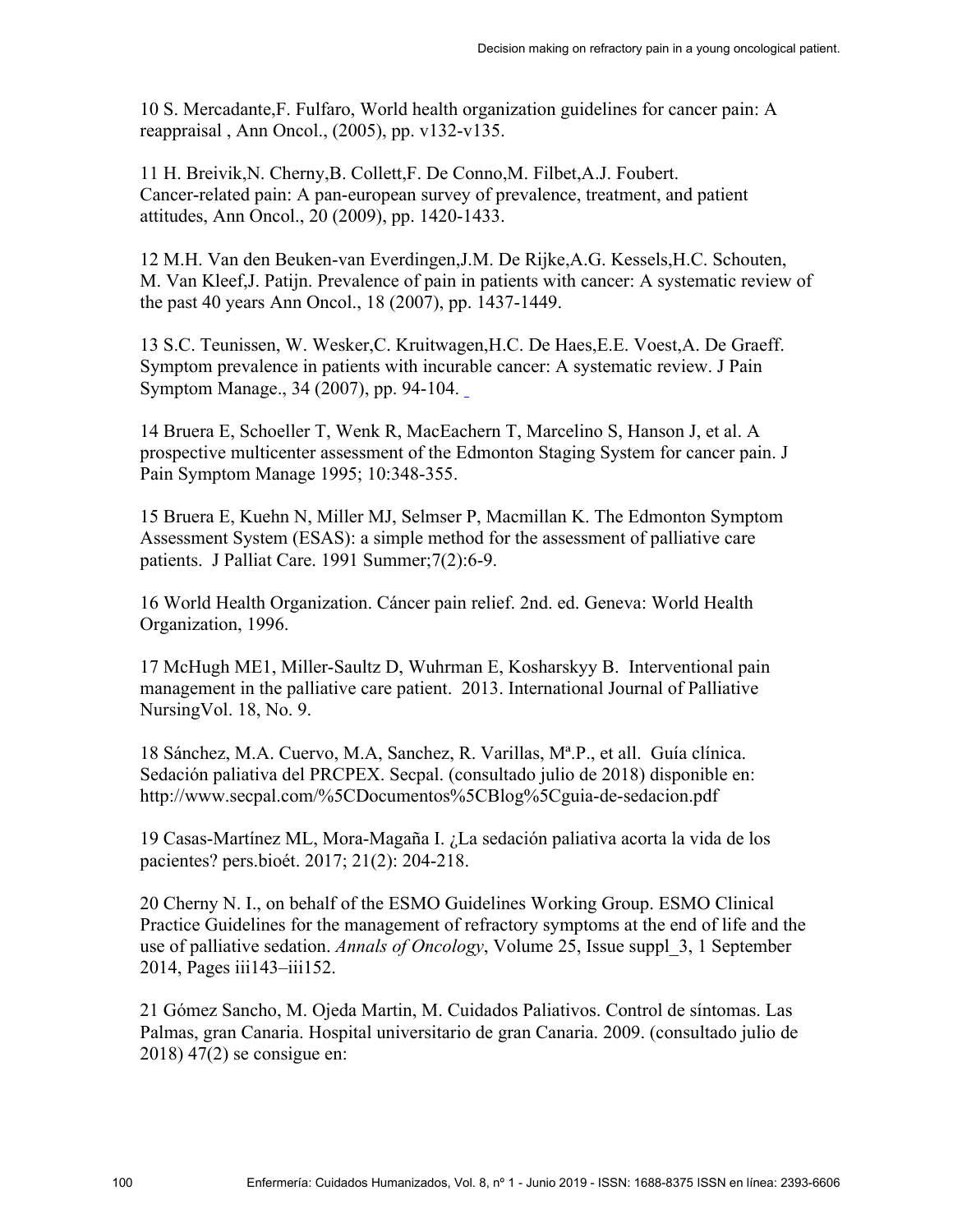10 S. Mercadante,F. Fulfaro, World health organization guidelines for cancer pain: A reappraisal , Ann Oncol., (2005), pp. v132-v135.

11 H. Breivik,N. Cherny,B. Collett,F. De Conno,M. Filbet,A.J. Foubert. Cancer-related pain: A pan-european survey of prevalence, treatment, and patient attitudes, Ann Oncol., 20 (2009), pp. 1420-1433.

12 M.H. Van den Beuken-van Everdingen,J.M. De Rijke,A.G. Kessels,H.C. Schouten, M. Van Kleef,J. Patijn. Prevalence of pain in patients with cancer: A systematic review of the past 40 years Ann Oncol., 18 (2007), pp. 1437-1449.

13 S.C. Teunissen, W. Wesker,C. Kruitwagen,H.C. De Haes,E.E. Voest,A. De Graeff. Symptom prevalence in patients with incurable cancer: A systematic review. J Pain Symptom Manage., 34 (2007), pp. 94-104.

14 Bruera E, Schoeller T, Wenk R, MacEachern T, Marcelino S, Hanson J, et al. A prospective multicenter assessment of the Edmonton Staging System for cancer pain. J Pain Symptom Manage 1995; 10:348-355.

15 Bruera E, Kuehn N, Miller MJ, Selmser P, Macmillan K. The Edmonton Symptom Assessment System (ESAS): a simple method for the assessment of palliative care patients. J Palliat Care. 1991 Summer;7(2):6-9.

16 World Health Organization. Cáncer pain relief. 2nd. ed. Geneva: World Health Organization, 1996.

17 McHugh ME1, Miller-Saultz D, Wuhrman E, Kosharskyy B. Interventional pain management in the palliative care patient. 2013. International Journal of Palliative NursingVol. 18, No. 9.

18 Sánchez, M.A. Cuervo, M.A, Sanchez, R. Varillas, Mª.P., et all. Guía clínica. Sedación paliativa del PRCPEX. Secpal. (consultado julio de 2018) disponible en: http://www.secpal.com/%5CDocumentos%5CBlog%5Cguia-de-sedacion.pdf

19 Casas-Martínez ML, Mora-Magaña I. ¿La sedación paliativa acorta la vida de los pacientes? pers.bioét. 2017; 21(2): 204-218.

20 Cherny N. I., on behalf of the ESMO Guidelines Working Group. ESMO Clinical Practice Guidelines for the management of refractory symptoms at the end of life and the use of palliative sedation. *Annals of Oncology*, Volume 25, Issue suppl_3, 1 September 2014, Pages iii143–iii152.

21 Gómez Sancho, M. Ojeda Martin, M. Cuidados Paliativos. Control de síntomas. Las Palmas, gran Canaria. Hospital universitario de gran Canaria. 2009. (consultado julio de 2018) 47(2) se consigue en: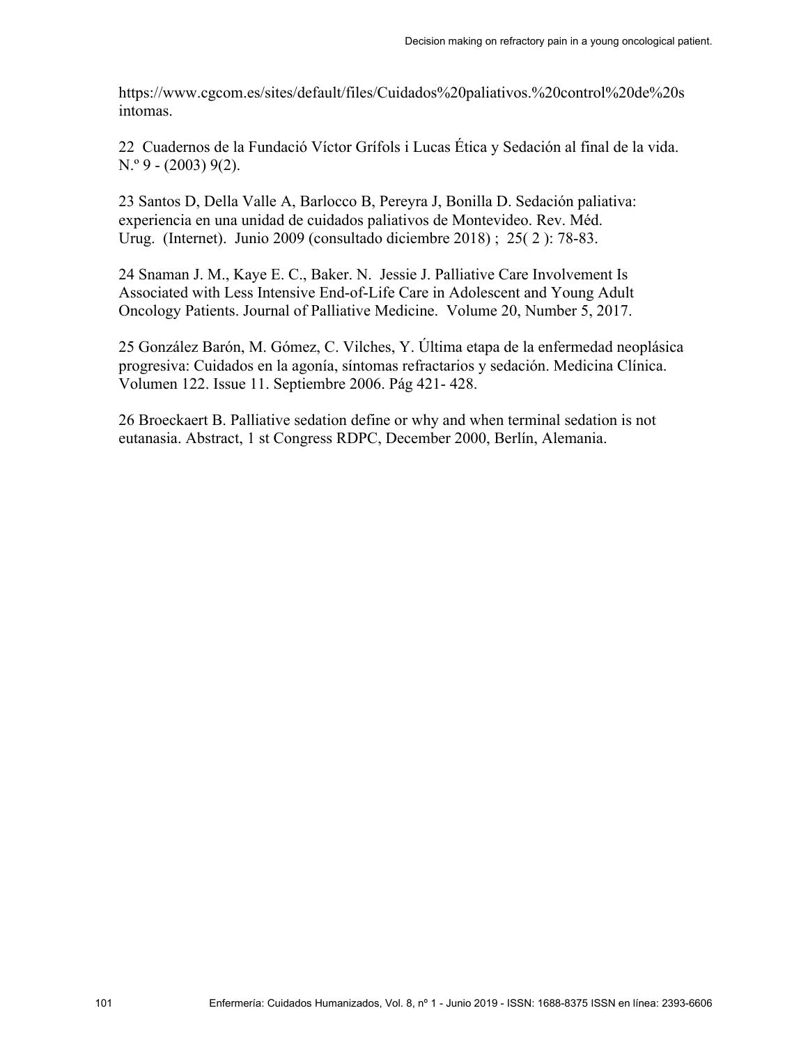https://www.cgcom.es/sites/default/files/Cuidados%20paliativos.%20control%20de%20sintomas.

22 Cuadernos de la Fundació Víctor Grífols i Lucas Ética y Sedación al final de la vida. N.º 9 - (2003) 9(2).

23 Santos D, Della Valle A, Barlocco B, Pereyra J, Bonilla D. Sedación paliativa: experiencia en una unidad de cuidados paliativos de Montevideo. Rev. Méd. Urug. (Internet). Junio 2009 (consultado diciembre 2018) ; 25( 2 ): 78-83.

24 Snaman J. M., Kaye E. C., Baker. N. Jessie J. Palliative Care Involvement Is Associated with Less Intensive End-of-Life Care in Adolescent and Young Adult Oncology Patients. Journal of Palliative Medicine. Volume 20, Number 5, 2017.

25 González Barón, M. Gómez, C. Vilches, Y. Última etapa de la enfermedad neoplásica progresiva: Cuidados en la agonía, síntomas refractarios y sedación. Medicina Clínica. Volumen 122. Issue 11. Septiembre 2006. Pág 421- 428.

26 Broeckaert B. Palliative sedation define or why and when terminal sedation is not eutanasia. Abstract, 1 st Congress RDPC, December 2000, Berlín, Alemania.